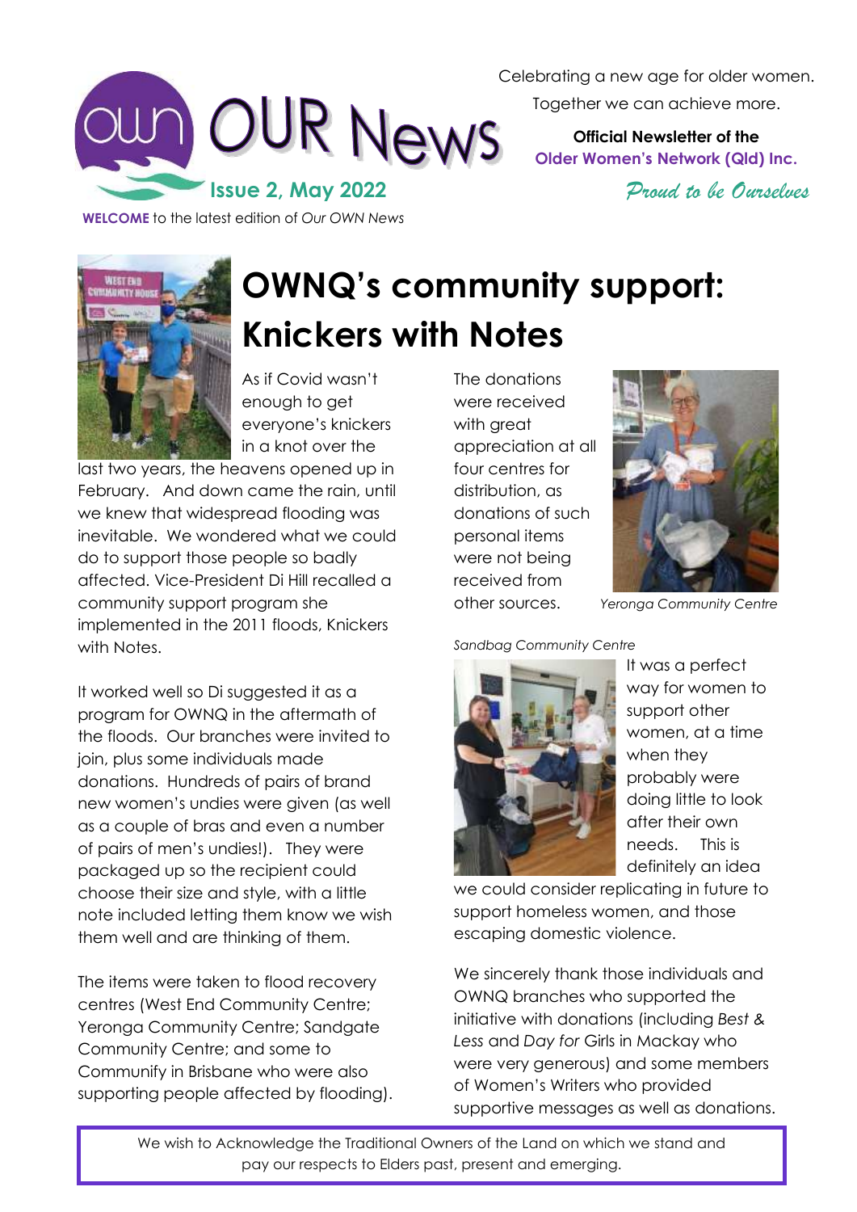Celebrating a new age for older women.

Together we can achieve more.

# OUR News

**Issue 2, May 2022**

**Official Newsletter of the Older Women's Network (Qld) Inc.**

*Proud to be Ourselves*

**WELCOME** to the latest edition of *Our OWN News*

# OWNQ's community support: Knickers with Notes

As if Covid wasn't enough to get everyone's knickers in a knot over the last two years, the heavens opened up in February. And down came the rain, until we knew that widespread flooding was inevitable. We wondered what we could do to support those people so badly affected. Vice-President Di Hill recalled a community support program she implemented in the 2011 floods, Knickers with Notes.

It worked well so Di suggested it as a program for OWNQ in the aftermath of the floods. Our branches were invited to join, plus some individuals made donations. Hundreds of pairs of brand new women's undies were given (as well as a couple of bras and even a number of pairs of men's undies!). They were packaged up so the recipient could choose their size and style, with a little note included letting them know we wish them well and are thinking of them.

The items were taken to flood recovery centres (West End Community Centre; Yeronga Community Centre; Sandgate Community Centre; and some to Communify in Brisbane who were also supporting people affected by flooding).

The donations were received with great appreciation at all four centres for distribution, as donations of such personal items were not being received from other sources.

*Yeronga Community Centre*

*Sandbag Community Centre*

It was a perfect way for women to support other women, at a time when they probably were doing little to look after their own needs. This is definitely an idea we could consider replicating in future to support homeless women, and those escaping domestic violence.

We sincerely thank those individuals and OWNQ branches who supported the initiative with donations (including *Best & Less* and *Day for Girls* in Mackay who were very generous) and some members of Women's Writers who provided supportive messages as well as donations.

We wish to Acknowledge the Traditional Owners of the Land on which we stand and pay our respects to Elders past, present and emerging.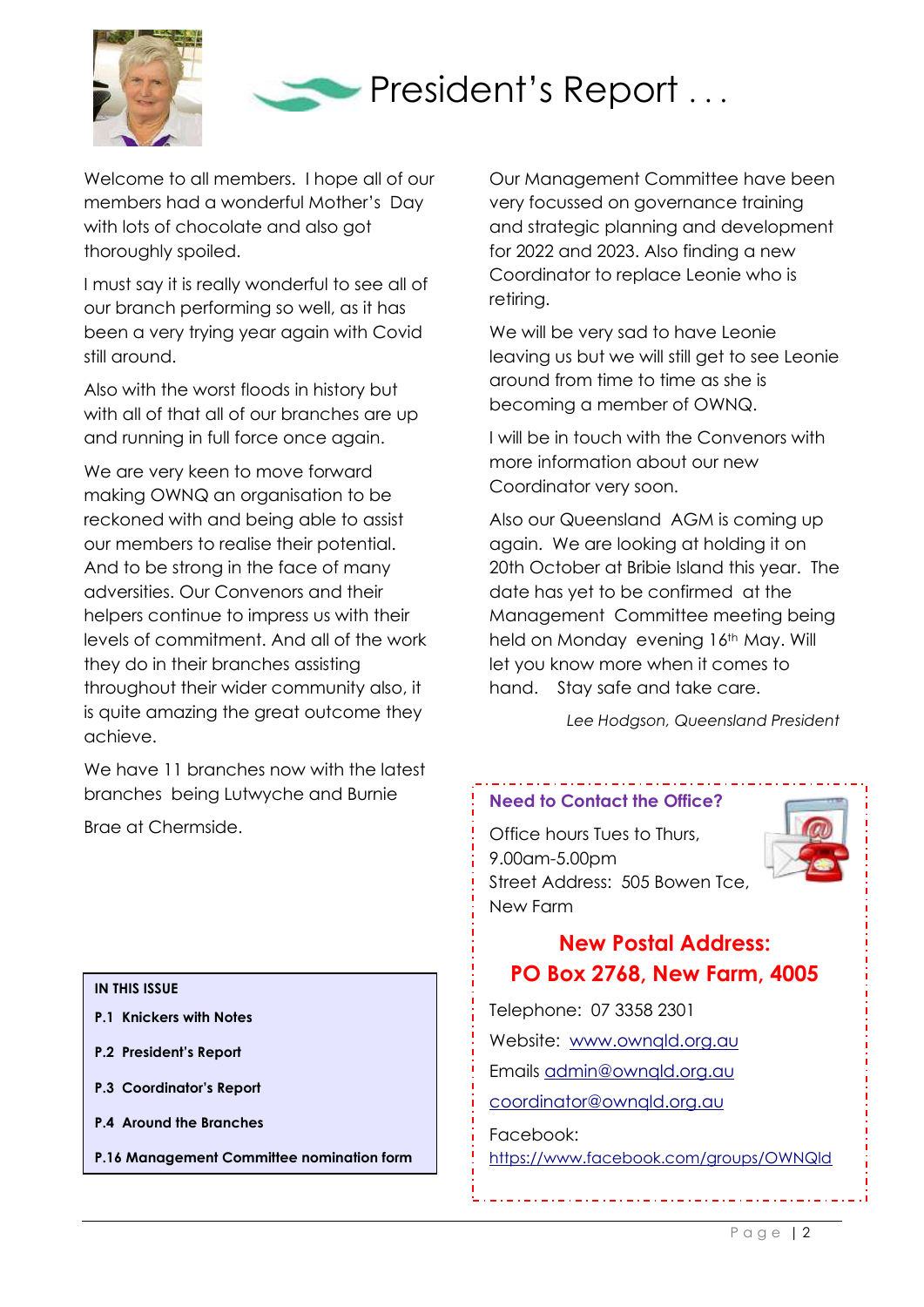# President's Report . . .

Welcome to all members. I hope all of our members had a wonderful Mother's Day with lots of chocolate and also got thoroughly spoiled.

I must say it is really wonderful to see all of our branch performing so well, as it has been a very trying year again with Covid still around.

Also with the worst floods in history but with all of that all of our branches are up and running in full force once again.

We are very keen to move forward making OWNQ an organisation to be reckoned with and being able to assist our members to realise their potential. And to be strong in the face of many adversities. Our Convenors and their helpers continue to impress us with their levels of commitment. And all of the work they do in their branches assisting throughout their wider community also, it is quite amazing the great outcome they achieve.

We have 11 branches now with the latest branches being Lutwyche and Burnie Brae at Chermside.

Our Management Committee have been very focussed on governance training and strategic planning and development for 2022 and 2023. Also finding a new Coordinator to replace Leonie who is retiring.

We will be very sad to have Leonie leaving us but we will still get to see Leonie around from time to time as she is becoming a member of OWNQ.

I will be in touch with the Convenors with more information about our new Coordinator very soon.

Also our Queensland AGM is coming up again. We are looking at holding it on 20th October at Bribie Island this year. The date has yet to be confirmed at the Management Committee meeting being held on Monday evening 16th May. Will let you know more when it comes to hand. Stay safe and take care.

*Lee Hodgson, Queensland President*

**IN THIS ISSUE**

- **P.1 Knickers with Notes**
- **P.2 President's Report**
- **P.3 Coordinator's Report**
- **P.4 Around the Branches**
- **P.16 Management Committee nomination form**

## Need to Contact the Office?

Office hours Tues to Thurs, 9.00am-5.00pm
Street Address: 505 Bowen Tce, New Farm

**New Postal Address:**
**PO Box 2768, New Farm, 4005**

Telephone: 07 3358 2301

Website: www.ownqld.org.au

Emails admin@ownqld.org.au

coordinator@ownqld.org.au

Facebook:
https://www.facebook.com/groups/OWNQld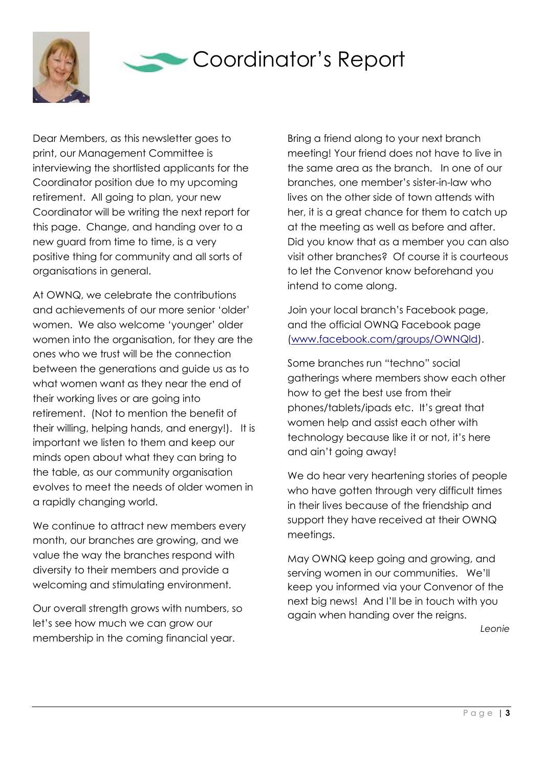# Coordinator's Report

Dear Members, as this newsletter goes to print, our Management Committee is interviewing the shortlisted applicants for the Coordinator position due to my upcoming retirement. All going to plan, your new Coordinator will be writing the next report for this page. Change, and handing over to a new guard from time to time, is a very positive thing for community and all sorts of organisations in general.

At OWNQ, we celebrate the contributions and achievements of our more senior 'older' women. We also welcome 'younger' older women into the organisation, for they are the ones who we trust will be the connection between the generations and guide us as to what women want as they near the end of their working lives or are going into retirement. (Not to mention the benefit of their willing, helping hands, and energy!). It is important we listen to them and keep our minds open about what they can bring to the table, as our community organisation evolves to meet the needs of older women in a rapidly changing world.

We continue to attract new members every month, our branches are growing, and we value the way the branches respond with diversity to their members and provide a welcoming and stimulating environment.

Our overall strength grows with numbers, so let's see how much we can grow our membership in the coming financial year.

Bring a friend along to your next branch meeting! Your friend does not have to live in the same area as the branch. In one of our branches, one member's sister-in-law who lives on the other side of town attends with her, it is a great chance for them to catch up at the meeting as well as before and after. Did you know that as a member you can also visit other branches? Of course it is courteous to let the Convenor know beforehand you intend to come along.

Join your local branch's Facebook page, and the official OWNQ Facebook page (www.facebook.com/groups/OWNQld).

Some branches run "techno" social gatherings where members show each other how to get the best use from their phones/tablets/ipads etc. It's great that women help and assist each other with technology because like it or not, it's here and ain't going away!

We do hear very heartening stories of people who have gotten through very difficult times in their lives because of the friendship and support they have received at their OWNQ meetings.

May OWNQ keep going and growing, and serving women in our communities. We'll keep you informed via your Convenor of the next big news! And I'll be in touch with you again when handing over the reigns.

*Leonie*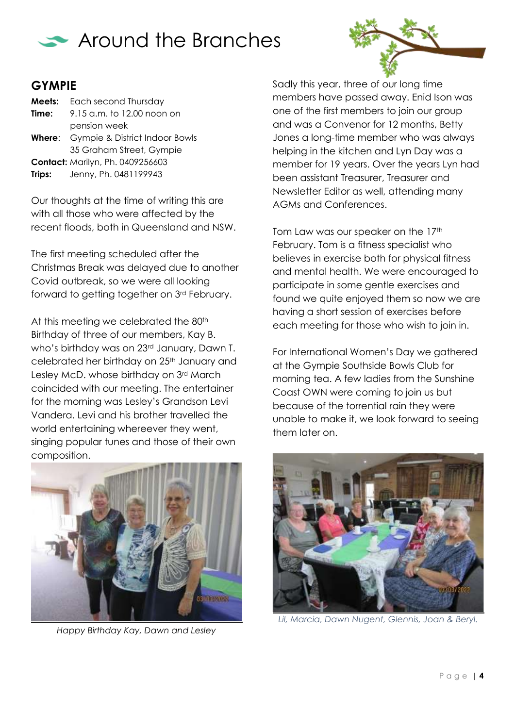# Around the Branches

## GYMPIE

**Meets:** Each second Thursday
**Time:** 9.15 a.m. to 12.00 noon on pension week
**Where**: Gympie & District Indoor Bowls 35 Graham Street, Gympie
**Contact:** Marilyn, Ph. 0409256603
**Trips:** Jenny, Ph. 0481199943

Our thoughts at the time of writing this are with all those who were affected by the recent floods, both in Queensland and NSW.

The first meeting scheduled after the Christmas Break was delayed due to another Covid outbreak, so we were all looking forward to getting together on 3rd February.

At this meeting we celebrated the 80th Birthday of three of our members, Kay B. who's birthday was on 23rd January, Dawn T. celebrated her birthday on 25th January and Lesley McD. whose birthday on 3rd March coincided with our meeting. The entertainer for the morning was Lesley's Grandson Levi Vandera. Levi and his brother travelled the world entertaining whereever they went, singing popular tunes and those of their own composition.

*Happy Birthday Kay, Dawn and Lesley*

Sadly this year, three of our long time members have passed away. Enid Ison was one of the first members to join our group and was a Convenor for 12 months, Betty Jones a long-time member who was always helping in the kitchen and Lyn Day was a member for 19 years. Over the years Lyn had been assistant Treasurer, Treasurer and Newsletter Editor as well, attending many AGMs and Conferences.

Tom Law was our speaker on the 17th February. Tom is a fitness specialist who believes in exercise both for physical fitness and mental health. We were encouraged to participate in some gentle exercises and found we quite enjoyed them so now we are having a short session of exercises before each meeting for those who wish to join in.

For International Women's Day we gathered at the Gympie Southside Bowls Club for morning tea. A few ladies from the Sunshine Coast OWN were coming to join us but because of the torrential rain they were unable to make it, we look forward to seeing them later on.

*Lil, Marcia, Dawn Nugent, Glennis, Joan & Beryl.*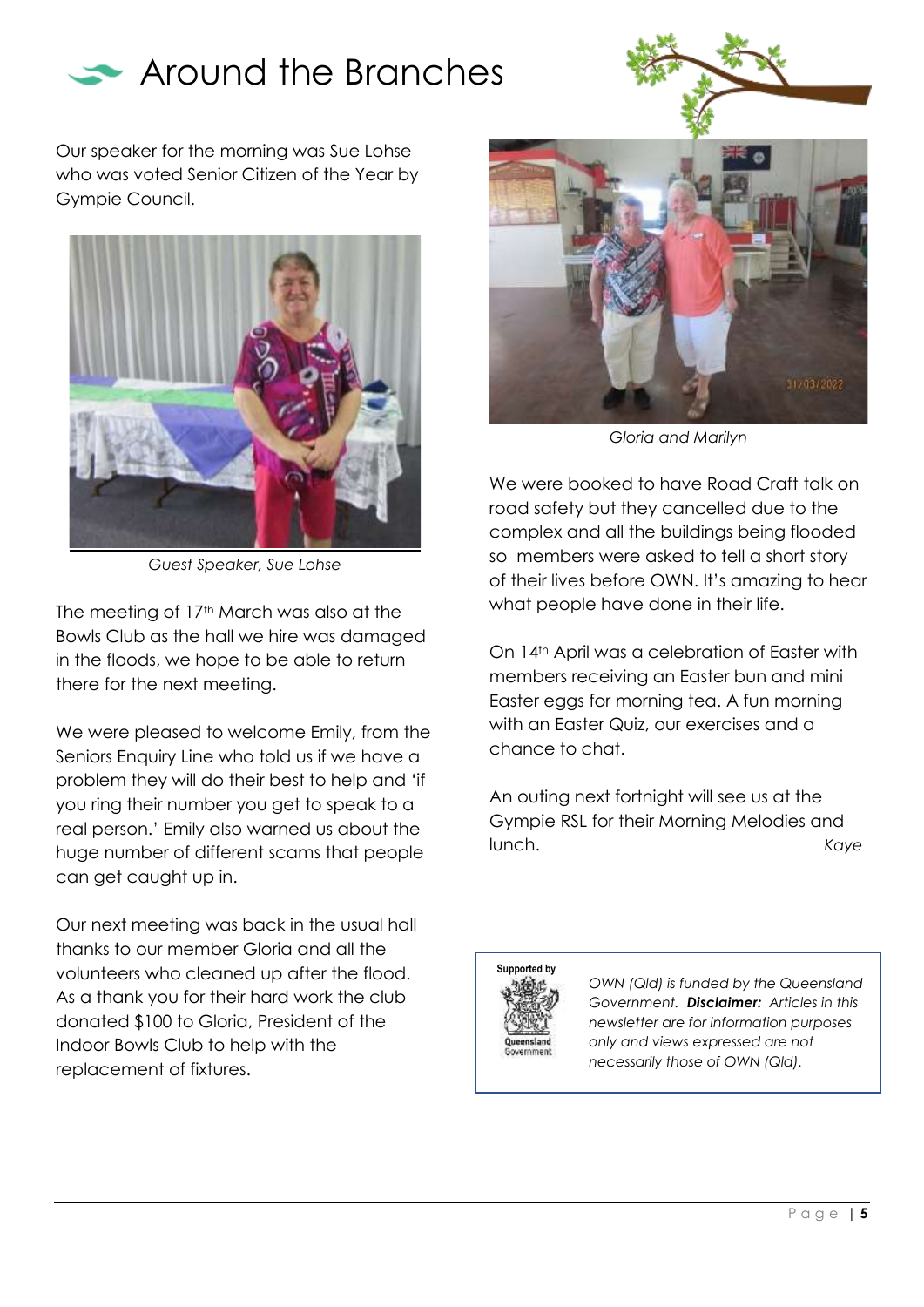# Around the Branches

Our speaker for the morning was Sue Lohse who was voted Senior Citizen of the Year by Gympie Council.

*Guest Speaker, Sue Lohse*

The meeting of 17th March was also at the Bowls Club as the hall we hire was damaged in the floods, we hope to be able to return there for the next meeting.

We were pleased to welcome Emily, from the Seniors Enquiry Line who told us if we have a problem they will do their best to help and 'if you ring their number you get to speak to a real person.' Emily also warned us about the huge number of different scams that people can get caught up in.

Our next meeting was back in the usual hall thanks to our member Gloria and all the volunteers who cleaned up after the flood. As a thank you for their hard work the club donated $100 to Gloria, President of the Indoor Bowls Club to help with the replacement of fixtures.

*Gloria and Marilyn*

We were booked to have Road Craft talk on road safety but they cancelled due to the complex and all the buildings being flooded so members were asked to tell a short story of their lives before OWN. It's amazing to hear what people have done in their life.

On 14th April was a celebration of Easter with members receiving an Easter bun and mini Easter eggs for morning tea. A fun morning with an Easter Quiz, our exercises and a chance to chat.

An outing next fortnight will see us at the Gympie RSL for their Morning Melodies and lunch.

*Kaye*

Supported by Queensland Government

*OWN (Qld) is funded by the Queensland Government.* ***Disclaimer:*** *Articles in this newsletter are for information purposes only and views expressed are not necessarily those of OWN (Qld).*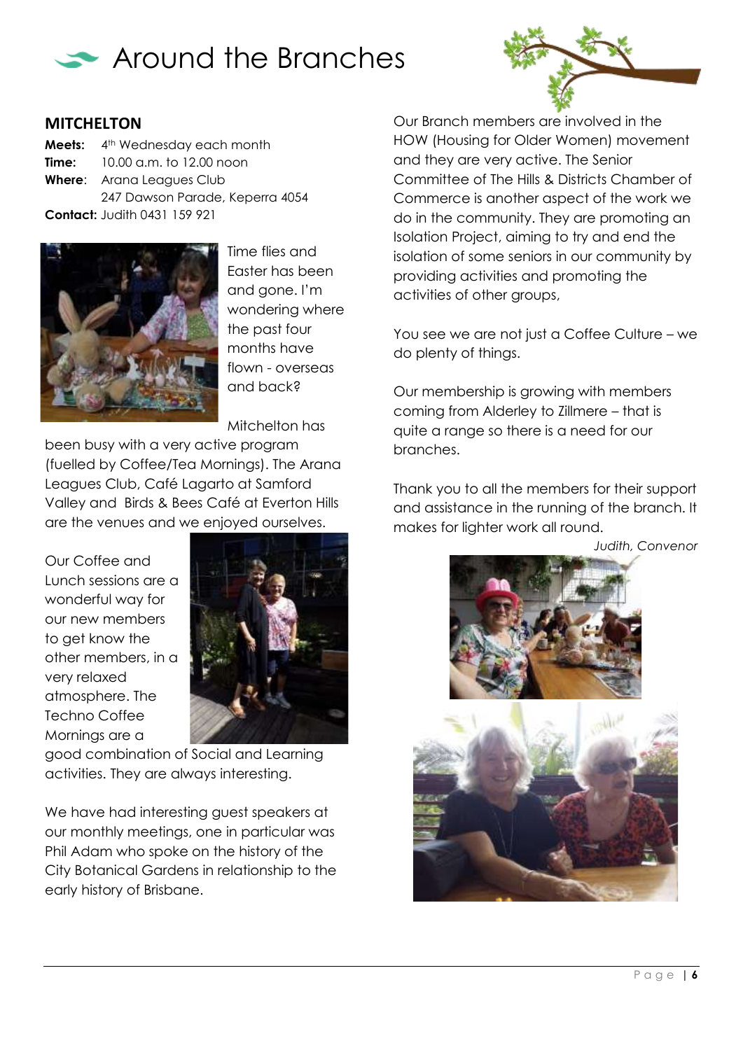# Around the Branches

## MITCHELTON

**Meets:** 4th Wednesday each month
**Time:** 10.00 a.m. to 12.00 noon
**Where**: Arana Leagues Club
247 Dawson Parade, Keperra 4054
**Contact:** Judith 0431 159 921

Time flies and Easter has been and gone. I'm wondering where the past four months have flown - overseas and back?

Mitchelton has been busy with a very active program (fuelled by Coffee/Tea Mornings). The Arana Leagues Club, Café Lagarto at Samford Valley and Birds & Bees Café at Everton Hills are the venues and we enjoyed ourselves.

Our Coffee and Lunch sessions are a wonderful way for our new members to get know the other members, in a very relaxed atmosphere. The Techno Coffee Mornings are a good combination of Social and Learning activities. They are always interesting.

We have had interesting guest speakers at our monthly meetings, one in particular was Phil Adam who spoke on the history of the City Botanical Gardens in relationship to the early history of Brisbane.

Our Branch members are involved in the HOW (Housing for Older Women) movement and they are very active. The Senior Committee of The Hills & Districts Chamber of Commerce is another aspect of the work we do in the community. They are promoting an Isolation Project, aiming to try and end the isolation of some seniors in our community by providing activities and promoting the activities of other groups,

You see we are not just a Coffee Culture – we do plenty of things.

Our membership is growing with members coming from Alderley to Zillmere – that is quite a range so there is a need for our branches.

Thank you to all the members for their support and assistance in the running of the branch. It makes for lighter work all round.

*Judith, Convenor*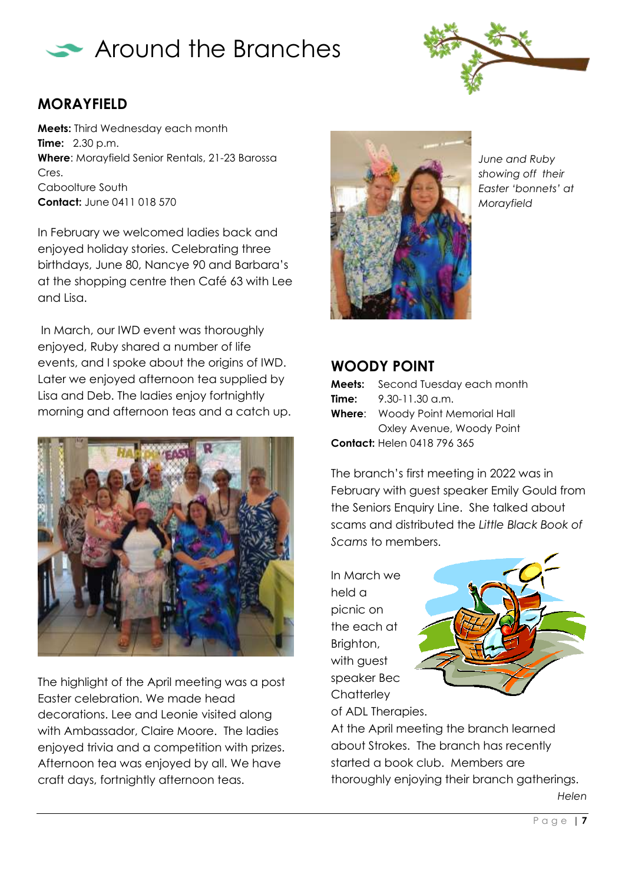# Around the Branches

## MORAYFIELD

**Meets:** Third Wednesday each month
**Time:** 2.30 p.m.
**Where**: Morayfield Senior Rentals, 21-23 Barossa Cres.
Caboolture South
**Contact:** June 0411 018 570

In February we welcomed ladies back and enjoyed holiday stories. Celebrating three birthdays, June 80, Nancye 90 and Barbara's at the shopping centre then Café 63 with Lee and Lisa.

In March, our IWD event was thoroughly enjoyed, Ruby shared a number of life events, and I spoke about the origins of IWD. Later we enjoyed afternoon tea supplied by Lisa and Deb. The ladies enjoy fortnightly morning and afternoon teas and a catch up.

The highlight of the April meeting was a post Easter celebration. We made head decorations. Lee and Leonie visited along with Ambassador, Claire Moore. The ladies enjoyed trivia and a competition with prizes. Afternoon tea was enjoyed by all. We have craft days, fortnightly afternoon teas.

*June and Ruby showing off their Easter 'bonnets' at Morayfield*

## WOODY POINT

**Meets:** Second Tuesday each month
**Time:** 9.30-11.30 a.m.
**Where**: Woody Point Memorial Hall
Oxley Avenue, Woody Point
**Contact:** Helen 0418 796 365

The branch's first meeting in 2022 was in February with guest speaker Emily Gould from the Seniors Enquiry Line. She talked about scams and distributed the *Little Black Book of Scams* to members.

In March we held a picnic on the each at Brighton, with guest speaker Bec Chatterley of ADL Therapies.
At the April meeting the branch learned about Strokes. The branch has recently started a book club. Members are thoroughly enjoying their branch gatherings.

*Helen*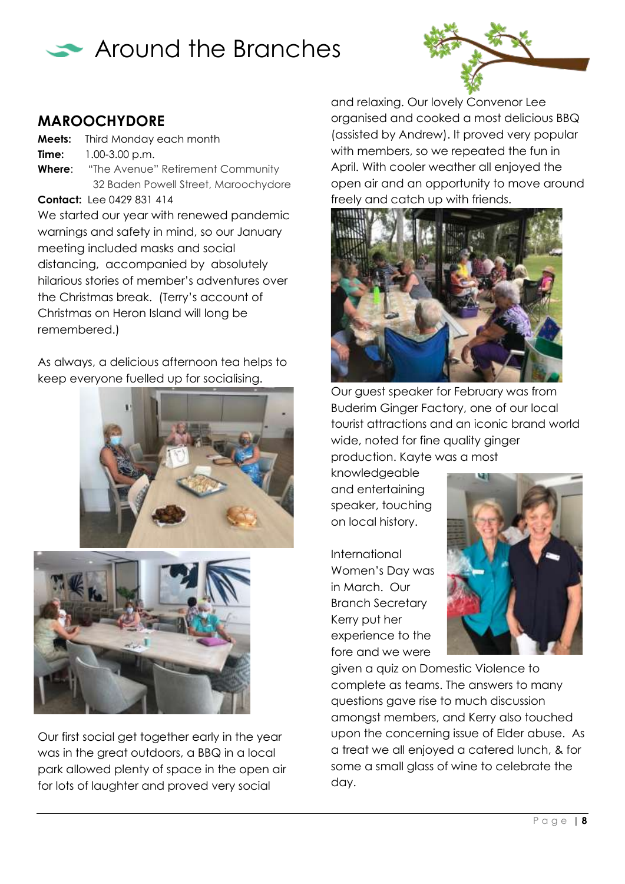# Around the Branches

## MAROOCHYDORE

**Meets:** Third Monday each month
**Time:** 1.00-3.00 p.m.
**Where**: "The Avenue" Retirement Community
32 Baden Powell Street, Maroochydore
**Contact:** Lee 0429 831 414

We started our year with renewed pandemic warnings and safety in mind, so our January meeting included masks and social distancing, accompanied by absolutely hilarious stories of member's adventures over the Christmas break. (Terry's account of Christmas on Heron Island will long be remembered.)

As always, a delicious afternoon tea helps to keep everyone fuelled up for socialising.

Our first social get together early in the year was in the great outdoors, a BBQ in a local park allowed plenty of space in the open air for lots of laughter and proved very social and relaxing. Our lovely Convenor Lee organised and cooked a most delicious BBQ (assisted by Andrew). It proved very popular with members, so we repeated the fun in April. With cooler weather all enjoyed the open air and an opportunity to move around freely and catch up with friends.

Our guest speaker for February was from Buderim Ginger Factory, one of our local tourist attractions and an iconic brand world wide, noted for fine quality ginger production. Kayte was a most knowledgeable and entertaining speaker, touching on local history.

International Women's Day was in March. Our Branch Secretary Kerry put her experience to the fore and we were given a quiz on Domestic Violence to complete as teams. The answers to many questions gave rise to much discussion amongst members, and Kerry also touched upon the concerning issue of Elder abuse. As a treat we all enjoyed a catered lunch, & for some a small glass of wine to celebrate the day.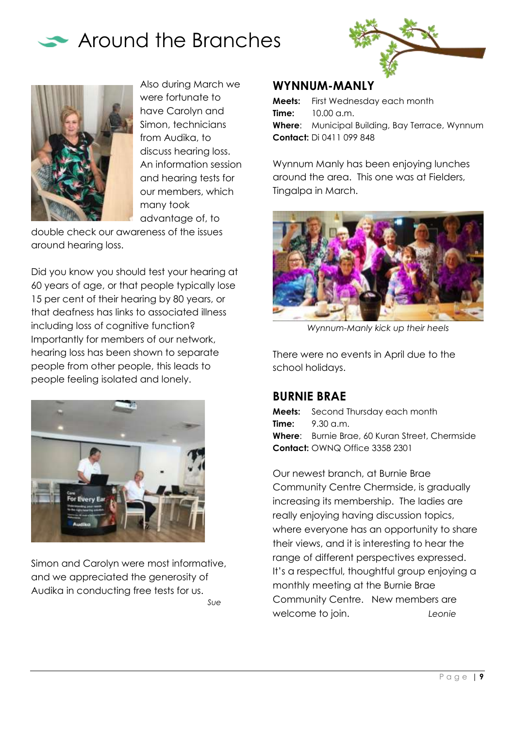# Around the Branches

Also during March we were fortunate to have Carolyn and Simon, technicians from Audika, to discuss hearing loss. An information session and hearing tests for our members, which many took advantage of, to double check our awareness of the issues around hearing loss.

Did you know you should test your hearing at 60 years of age, or that people typically lose 15 per cent of their hearing by 80 years, or that deafness has links to associated illness including loss of cognitive function? Importantly for members of our network, hearing loss has been shown to separate people from other people, this leads to people feeling isolated and lonely.

Simon and Carolyn were most informative, and we appreciated the generosity of Audika in conducting free tests for us.

*Sue*

## WYNNUM-MANLY

**Meets:** First Wednesday each month
**Time:** 10.00 a.m.
**Where**: Municipal Building, Bay Terrace, Wynnum
**Contact:** Di 0411 099 848

Wynnum Manly has been enjoying lunches around the area. This one was at Fielders, Tingalpa in March.

*Wynnum-Manly kick up their heels*

There were no events in April due to the school holidays.

## BURNIE BRAE

**Meets:** Second Thursday each month
**Time:** 9.30 a.m.
**Where**: Burnie Brae, 60 Kuran Street, Chermside
**Contact:** OWNQ Office 3358 2301

Our newest branch, at Burnie Brae Community Centre Chermside, is gradually increasing its membership. The ladies are really enjoying having discussion topics, where everyone has an opportunity to share their views, and it is interesting to hear the range of different perspectives expressed. It's a respectful, thoughtful group enjoying a monthly meeting at the Burnie Brae Community Centre. New members are welcome to join.

*Leonie*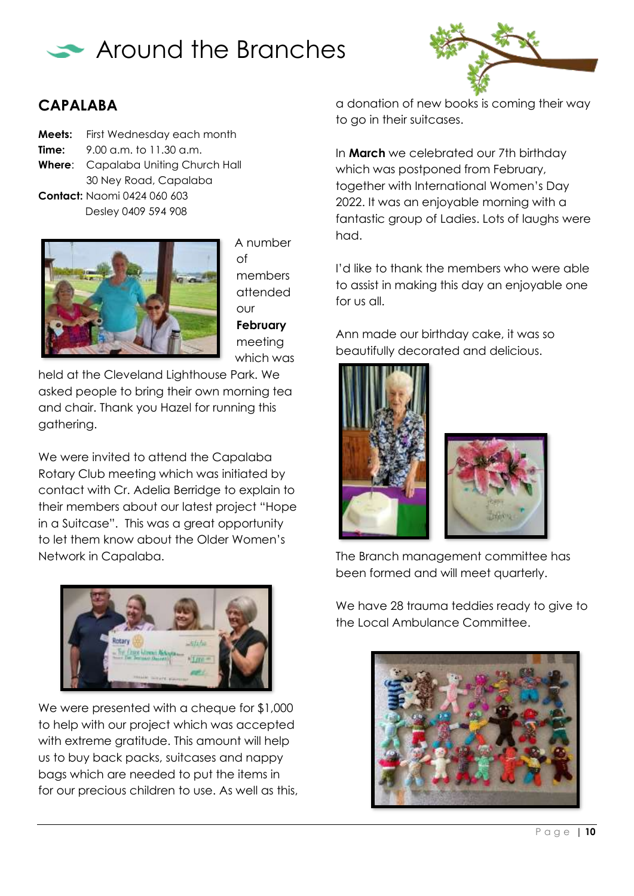# Around the Branches

## CAPALABA

**Meets:** First Wednesday each month
**Time:** 9.00 a.m. to 11.30 a.m.
**Where**: Capalaba Uniting Church Hall
30 Ney Road, Capalaba
**Contact:** Naomi 0424 060 603
Desley 0409 594 908

A number of members attended our **February** meeting which was held at the Cleveland Lighthouse Park. We asked people to bring their own morning tea and chair. Thank you Hazel for running this gathering.

We were invited to attend the Capalaba Rotary Club meeting which was initiated by contact with Cr. Adelia Berridge to explain to their members about our latest project "Hope in a Suitcase". This was a great opportunity to let them know about the Older Women's Network in Capalaba.

We were presented with a cheque for $1,000 to help with our project which was accepted with extreme gratitude. This amount will help us to buy back packs, suitcases and nappy bags which are needed to put the items in for our precious children to use. As well as this, a donation of new books is coming their way to go in their suitcases.

In **March** we celebrated our 7th birthday which was postponed from February, together with International Women's Day 2022. It was an enjoyable morning with a fantastic group of Ladies. Lots of laughs were had.

I'd like to thank the members who were able to assist in making this day an enjoyable one for us all.

Ann made our birthday cake, it was so beautifully decorated and delicious.

The Branch management committee has been formed and will meet quarterly.

We have 28 trauma teddies ready to give to the Local Ambulance Committee.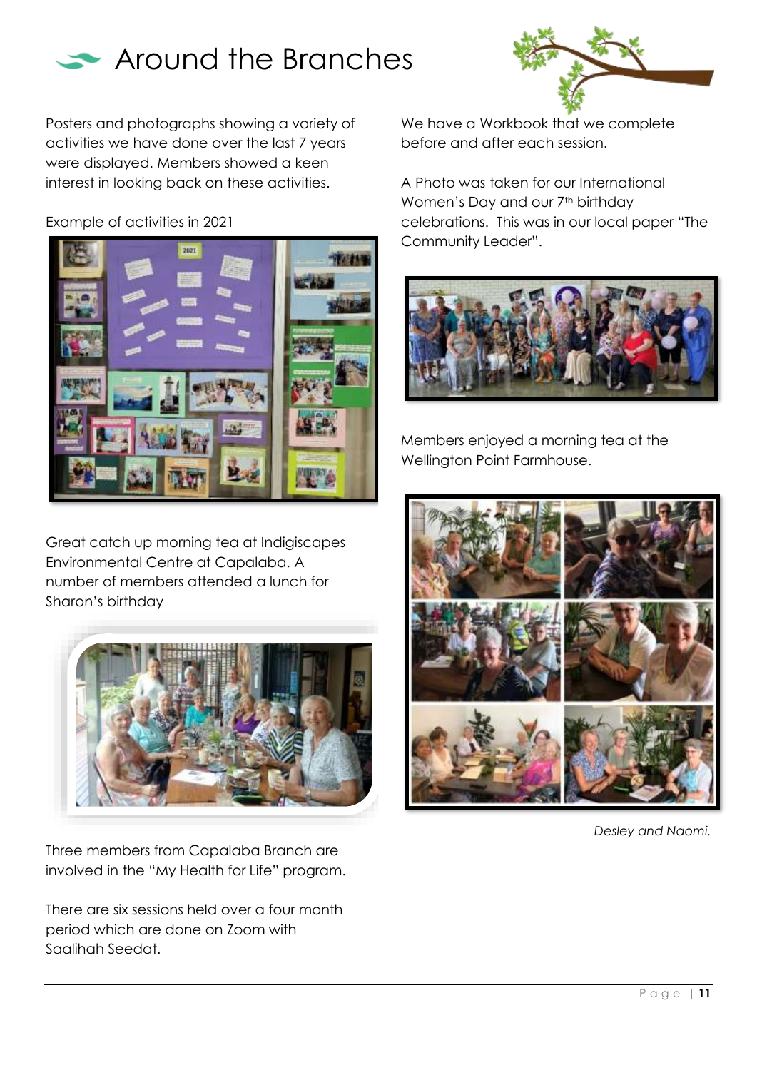# Around the Branches

Posters and photographs showing a variety of activities we have done over the last 7 years were displayed. Members showed a keen interest in looking back on these activities.

Example of activities in 2021

Great catch up morning tea at Indigiscapes Environmental Centre at Capalaba. A number of members attended a lunch for Sharon's birthday

Three members from Capalaba Branch are involved in the "My Health for Life" program.

There are six sessions held over a four month period which are done on Zoom with Saalihah Seedat.

We have a Workbook that we complete before and after each session.

A Photo was taken for our International Women's Day and our 7th birthday celebrations. This was in our local paper "The Community Leader".

Members enjoyed a morning tea at the Wellington Point Farmhouse.

*Desley and Naomi.*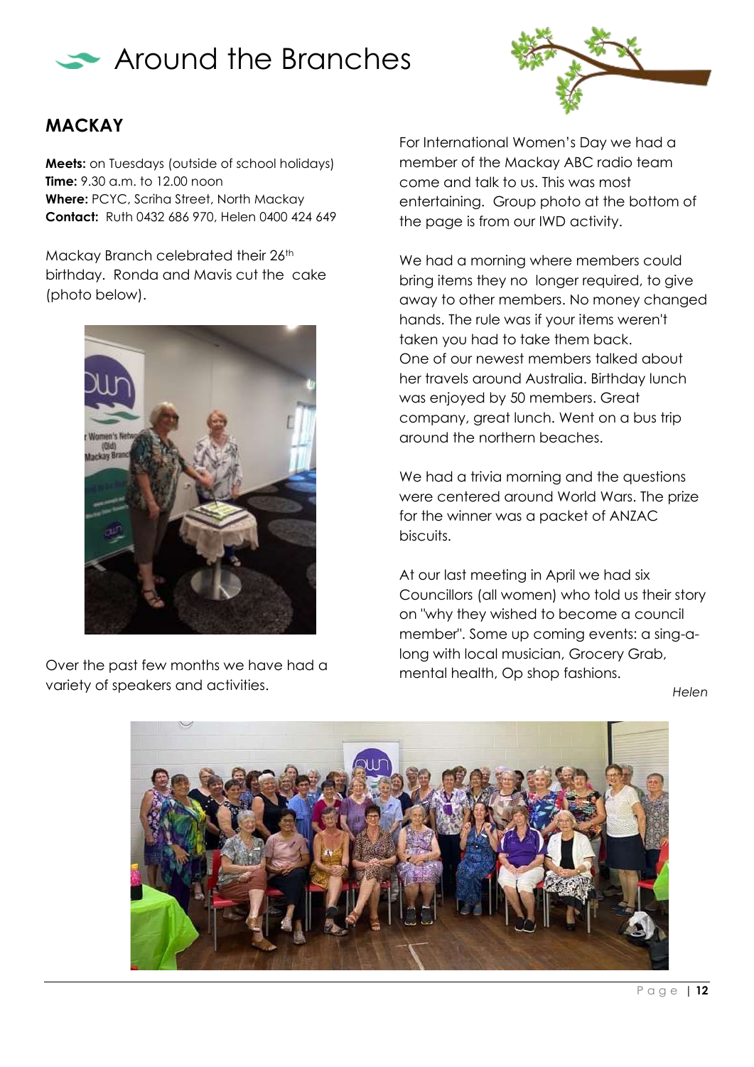# Around the Branches

## MACKAY

**Meets:** on Tuesdays (outside of school holidays)
**Time:** 9.30 a.m. to 12.00 noon
**Where:** PCYC, Scriha Street, North Mackay
**Contact:** Ruth 0432 686 970, Helen 0400 424 649

Mackay Branch celebrated their 26th birthday. Ronda and Mavis cut the cake (photo below).

Over the past few months we have had a variety of speakers and activities.

For International Women's Day we had a member of the Mackay ABC radio team come and talk to us. This was most entertaining. Group photo at the bottom of the page is from our IWD activity.

We had a morning where members could bring items they no longer required, to give away to other members. No money changed hands. The rule was if your items weren't taken you had to take them back.
One of our newest members talked about her travels around Australia. Birthday lunch was enjoyed by 50 members. Great company, great lunch. Went on a bus trip around the northern beaches.

We had a trivia morning and the questions were centered around World Wars. The prize for the winner was a packet of ANZAC biscuits.

At our last meeting in April we had six Councillors (all women) who told us their story on "why they wished to become a council member". Some up coming events: a sing-a-long with local musician, Grocery Grab, mental health, Op shop fashions.

*Helen*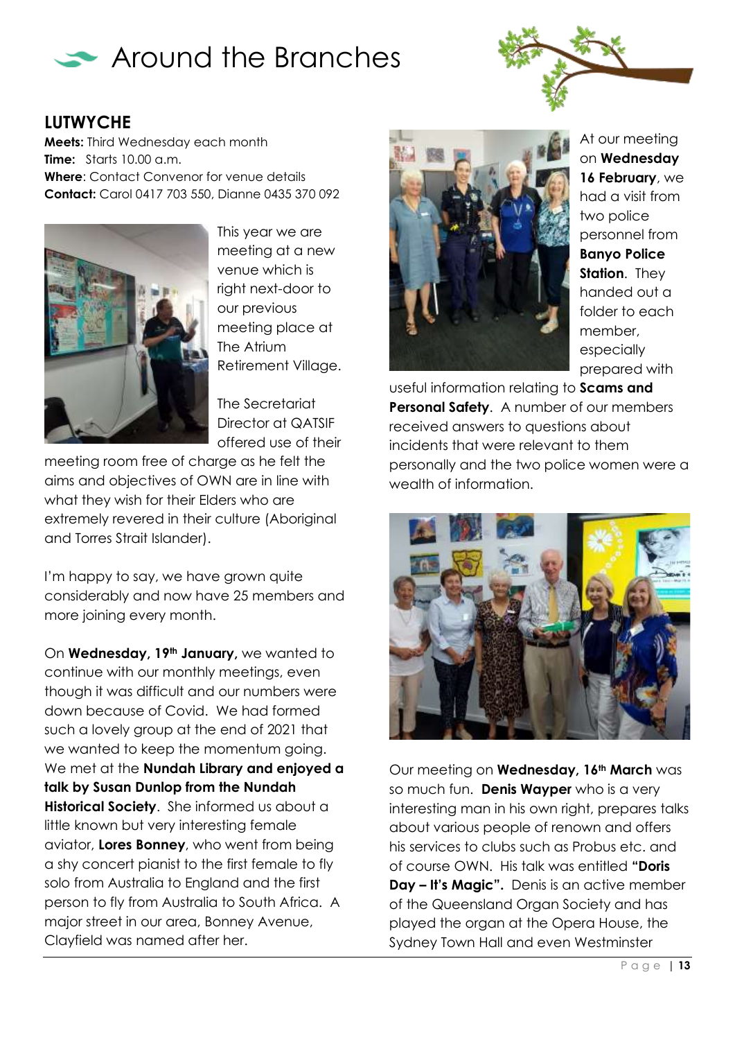# Around the Branches

## LUTWYCHE

**Meets:** Third Wednesday each month
**Time:** Starts 10.00 a.m.
**Where**: Contact Convenor for venue details
**Contact:** Carol 0417 703 550, Dianne 0435 370 092

This year we are meeting at a new venue which is right next-door to our previous meeting place at The Atrium Retirement Village.

The Secretariat Director at QATSIF offered use of their meeting room free of charge as he felt the aims and objectives of OWN are in line with what they wish for their Elders who are extremely revered in their culture (Aboriginal and Torres Strait Islander).

I'm happy to say, we have grown quite considerably and now have 25 members and more joining every month.

On **Wednesday, 19th January,** we wanted to continue with our monthly meetings, even though it was difficult and our numbers were down because of Covid. We had formed such a lovely group at the end of 2021 that we wanted to keep the momentum going. We met at the **Nundah Library and enjoyed a talk by Susan Dunlop from the Nundah Historical Society**. She informed us about a little known but very interesting female aviator, **Lores Bonney**, who went from being a shy concert pianist to the first female to fly solo from Australia to England and the first person to fly from Australia to South Africa. A major street in our area, Bonney Avenue, Clayfield was named after her.

At our meeting on **Wednesday 16 February**, we had a visit from two police personnel from **Banyo Police Station**. They handed out a folder to each member, especially prepared with useful information relating to **Scams and Personal Safety**. A number of our members received answers to questions about incidents that were relevant to them personally and the two police women were a wealth of information.

Our meeting on **Wednesday, 16th March** was so much fun. **Denis Wayper** who is a very interesting man in his own right, prepares talks about various people of renown and offers his services to clubs such as Probus etc. and of course OWN. His talk was entitled **"Doris Day – It's Magic".** Denis is an active member of the Queensland Organ Society and has played the organ at the Opera House, the Sydney Town Hall and even Westminster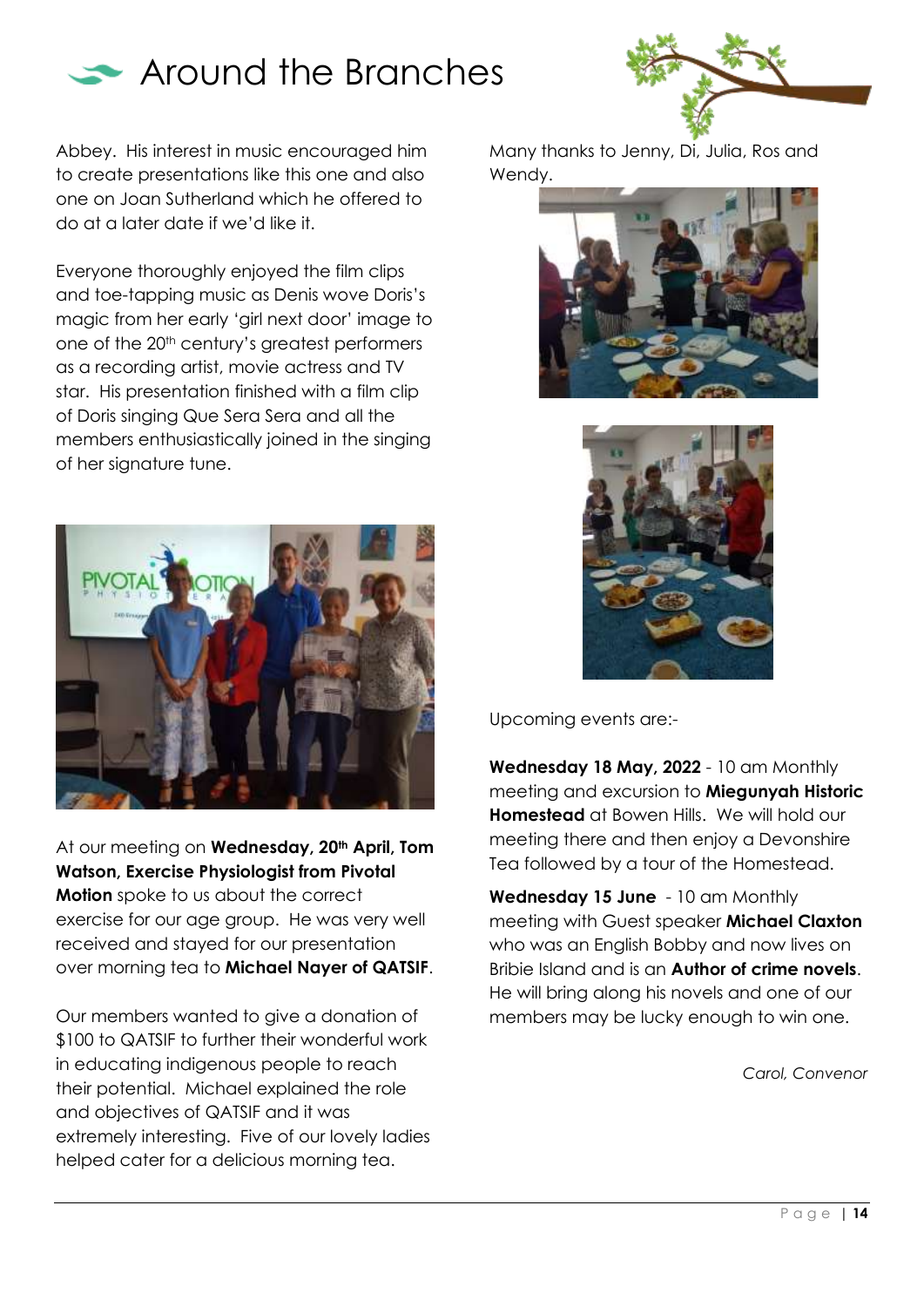# Around the Branches

Abbey. His interest in music encouraged him to create presentations like this one and also one on Joan Sutherland which he offered to do at a later date if we'd like it.

Everyone thoroughly enjoyed the film clips and toe-tapping music as Denis wove Doris's magic from her early 'girl next door' image to one of the 20th century's greatest performers as a recording artist, movie actress and TV star. His presentation finished with a film clip of Doris singing Que Sera Sera and all the members enthusiastically joined in the singing of her signature tune.

At our meeting on **Wednesday, 20th April, Tom Watson, Exercise Physiologist from Pivotal Motion** spoke to us about the correct exercise for our age group. He was very well received and stayed for our presentation over morning tea to **Michael Nayer of QATSIF**.

Our members wanted to give a donation of $100 to QATSIF to further their wonderful work in educating indigenous people to reach their potential. Michael explained the role and objectives of QATSIF and it was extremely interesting. Five of our lovely ladies helped cater for a delicious morning tea.

Many thanks to Jenny, Di, Julia, Ros and Wendy.

Upcoming events are:-

**Wednesday 18 May, 2022** - 10 am Monthly meeting and excursion to **Miegunyah Historic Homestead** at Bowen Hills. We will hold our meeting there and then enjoy a Devonshire Tea followed by a tour of the Homestead.

**Wednesday 15 June** - 10 am Monthly meeting with Guest speaker **Michael Claxton** who was an English Bobby and now lives on Bribie Island and is an **Author of crime novels**. He will bring along his novels and one of our members may be lucky enough to win one.

*Carol, Convenor*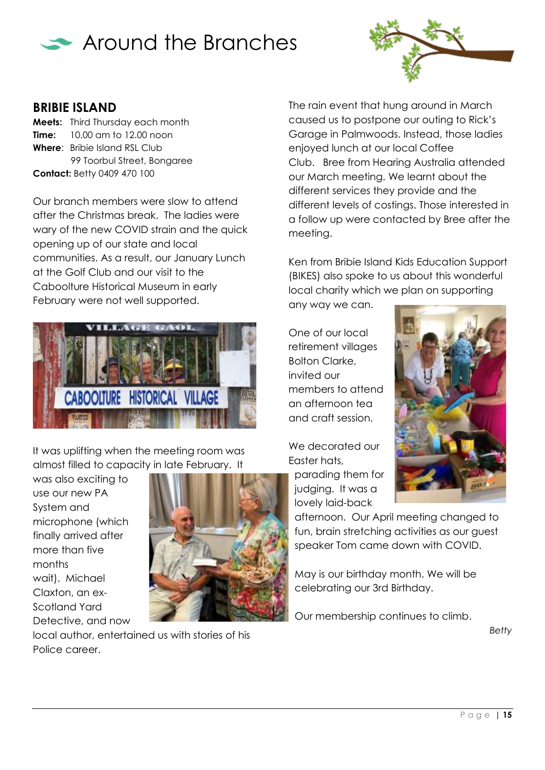# Around the Branches

## BRIBIE ISLAND

**Meets:** Third Thursday each month
**Time:** 10.00 am to 12.00 noon
**Where**: Bribie Island RSL Club
99 Toorbul Street, Bongaree
**Contact:** Betty 0409 470 100

Our branch members were slow to attend after the Christmas break. The ladies were wary of the new COVID strain and the quick opening up of our state and local communities. As a result, our January Lunch at the Golf Club and our visit to the Caboolture Historical Museum in early February were not well supported.

It was uplifting when the meeting room was almost filled to capacity in late February. It was also exciting to use our new PA System and microphone (which finally arrived after more than five months wait). Michael Claxton, an ex-Scotland Yard Detective, and now local author, entertained us with stories of his Police career.

The rain event that hung around in March caused us to postpone our outing to Rick's Garage in Palmwoods. Instead, those ladies enjoyed lunch at our local Coffee Club. Bree from Hearing Australia attended our March meeting. We learnt about the different services they provide and the different levels of costings. Those interested in a follow up were contacted by Bree after the meeting.

Ken from Bribie Island Kids Education Support (BIKES) also spoke to us about this wonderful local charity which we plan on supporting any way we can.

One of our local retirement villages Bolton Clarke, invited our members to attend an afternoon tea and craft session.

We decorated our Easter hats, parading them for judging. It was a lovely laid-back afternoon. Our April meeting changed to fun, brain stretching activities as our guest speaker Tom came down with COVID.

May is our birthday month. We will be celebrating our 3rd Birthday.

Our membership continues to climb.

*Betty*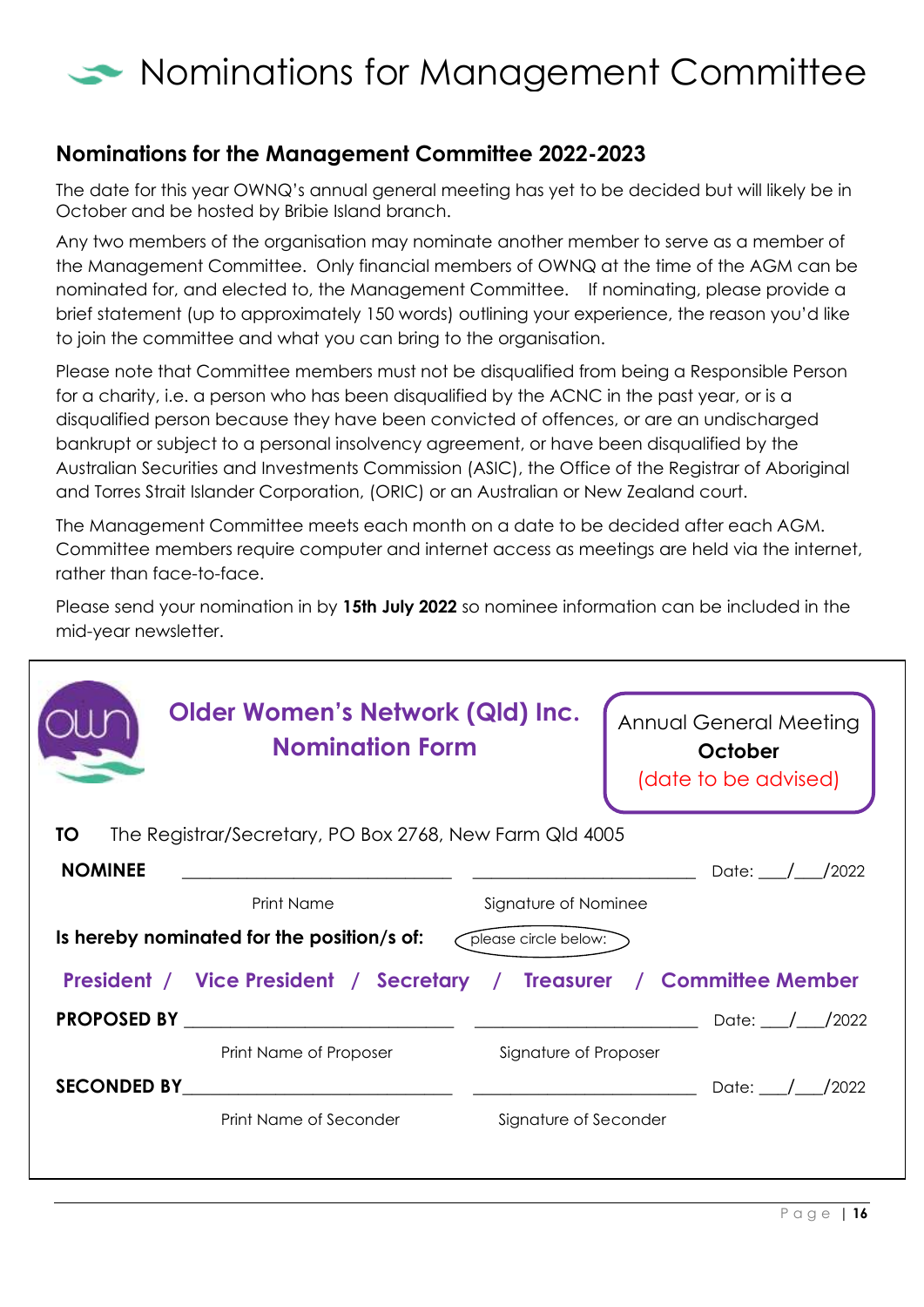# Nominations for Management Committee

## Nominations for the Management Committee 2022-2023

The date for this year OWNQ's annual general meeting has yet to be decided but will likely be in October and be hosted by Bribie Island branch.

Any two members of the organisation may nominate another member to serve as a member of the Management Committee. Only financial members of OWNQ at the time of the AGM can be nominated for, and elected to, the Management Committee. If nominating, please provide a brief statement (up to approximately 150 words) outlining your experience, the reason you'd like to join the committee and what you can bring to the organisation.

Please note that Committee members must not be disqualified from being a Responsible Person for a charity, i.e. a person who has been disqualified by the ACNC in the past year, or is a disqualified person because they have been convicted of offences, or are an undischarged bankrupt or subject to a personal insolvency agreement, or have been disqualified by the Australian Securities and Investments Commission (ASIC), the Office of the Registrar of Aboriginal and Torres Strait Islander Corporation, (ORIC) or an Australian or New Zealand court.

The Management Committee meets each month on a date to be decided after each AGM. Committee members require computer and internet access as meetings are held via the internet, rather than face-to-face.

Please send your nomination in by **15th July 2022** so nominee information can be included in the mid-year newsletter.

---

## Older Women's Network (Qld) Inc. Nomination Form

Annual General Meeting
**October**
(date to be advised)

**TO** The Registrar/Secretary, PO Box 2768, New Farm Qld 4005

**NOMINEE** ______________________ ______________________ Date: ___/___/2022

Print Name — Signature of Nominee

**Is hereby nominated for the position/s of:** (please circle below:)

**President / Vice President / Secretary / Treasurer / Committee Member**

**PROPOSED BY** ______________________ ______________________ Date: ___/___/2022

Print Name of Proposer — Signature of Proposer

**SECONDED BY** ______________________ ______________________ Date: ___/___/2022

Print Name of Seconder — Signature of Seconder